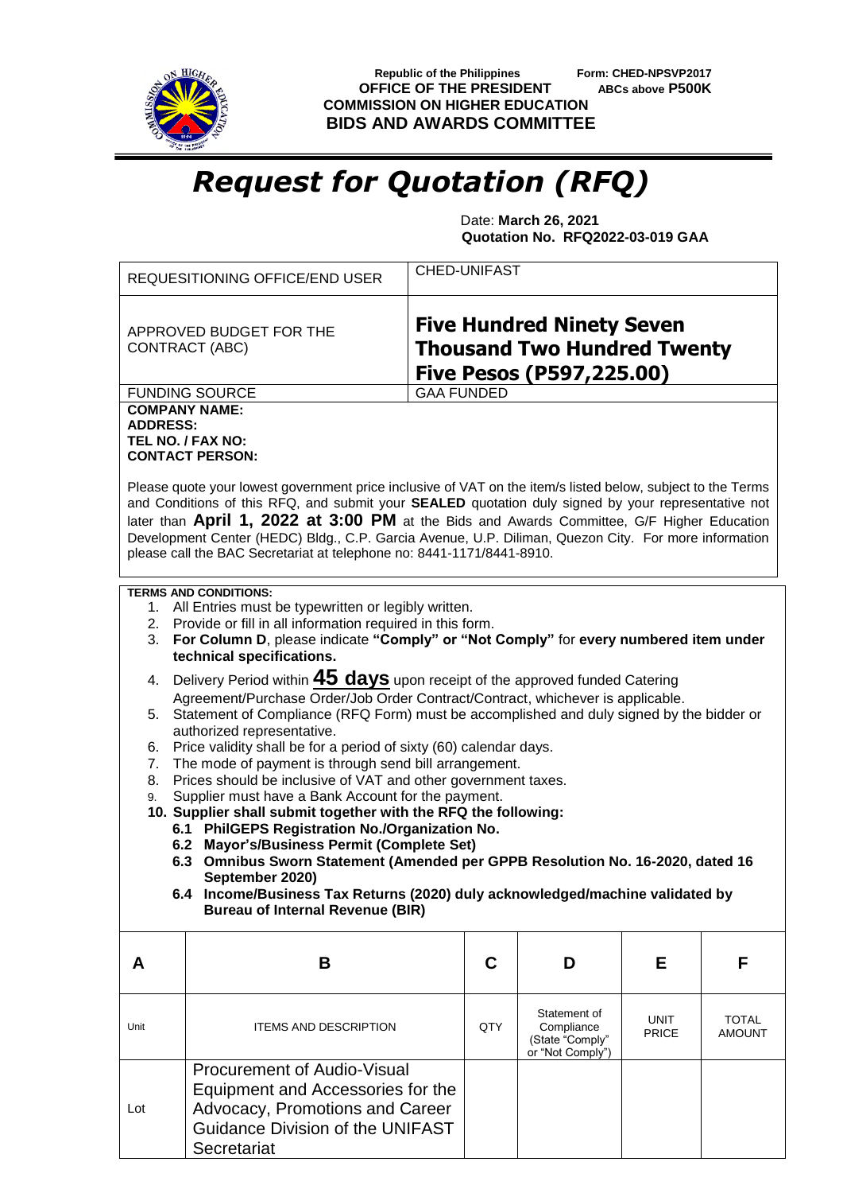Republic of the Philippines
OFFICE OF THE PRESIDENT
COMMISSION ON HIGHER EDUCATION
BIDS AND AWARDS COMMITTEE

Form: CHED-NPSVP2017
ABCs above **P500K**

# *Request for Quotation (RFQ)*

Date: **March 26, 2021**
**Quotation No. RFQ2022-03-019 GAA**

| | |
|---|---|
| REQUESITIONING OFFICE/END USER | CHED-UNIFAST |
| APPROVED BUDGET FOR THE CONTRACT (ABC) | **Five Hundred Ninety Seven Thousand Two Hundred Twenty Five Pesos (P597,225.00)** |
| FUNDING SOURCE | GAA FUNDED |

**COMPANY NAME:**
**ADDRESS:**
**TEL NO. / FAX NO:**
**CONTACT PERSON:**

Please quote your lowest government price inclusive of VAT on the item/s listed below, subject to the Terms and Conditions of this RFQ, and submit your **SEALED** quotation duly signed by your representative not later than **April 1, 2022 at 3:00 PM** at the Bids and Awards Committee, G/F Higher Education Development Center (HEDC) Bldg., C.P. Garcia Avenue, U.P. Diliman, Quezon City. For more information please call the BAC Secretariat at telephone no: 8441-1171/8441-8910.

**TERMS AND CONDITIONS:**

1. All Entries must be typewritten or legibly written.
2. Provide or fill in all information required in this form.
3. **For Column D**, please indicate **"Comply" or "Not Comply"** for **every numbered item under technical specifications.**
4. Delivery Period within **45 days** upon receipt of the approved funded Catering Agreement/Purchase Order/Job Order Contract/Contract, whichever is applicable.
5. Statement of Compliance (RFQ Form) must be accomplished and duly signed by the bidder or authorized representative.
6. Price validity shall be for a period of sixty (60) calendar days.
7. The mode of payment is through send bill arrangement.
8. Prices should be inclusive of VAT and other government taxes.
9. Supplier must have a Bank Account for the payment.
10. **Supplier shall submit together with the RFQ the following:**
    - **6.1 PhilGEPS Registration No./Organization No.**
    - **6.2 Mayor's/Business Permit (Complete Set)**
    - **6.3 Omnibus Sworn Statement (Amended per GPPB Resolution No. 16-2020, dated 16 September 2020)**
    - **6.4 Income/Business Tax Returns (2020) duly acknowledged/machine validated by Bureau of Internal Revenue (BIR)**

| A | B | C | D | E | F |
|---|---|---|---|---|---|
| Unit | ITEMS AND DESCRIPTION | QTY | Statement of Compliance (State "Comply" or "Not Comply") | UNIT PRICE | TOTAL AMOUNT |
| Lot | Procurement of Audio-Visual Equipment and Accessories for the Advocacy, Promotions and Career Guidance Division of the UNIFAST Secretariat | | | | |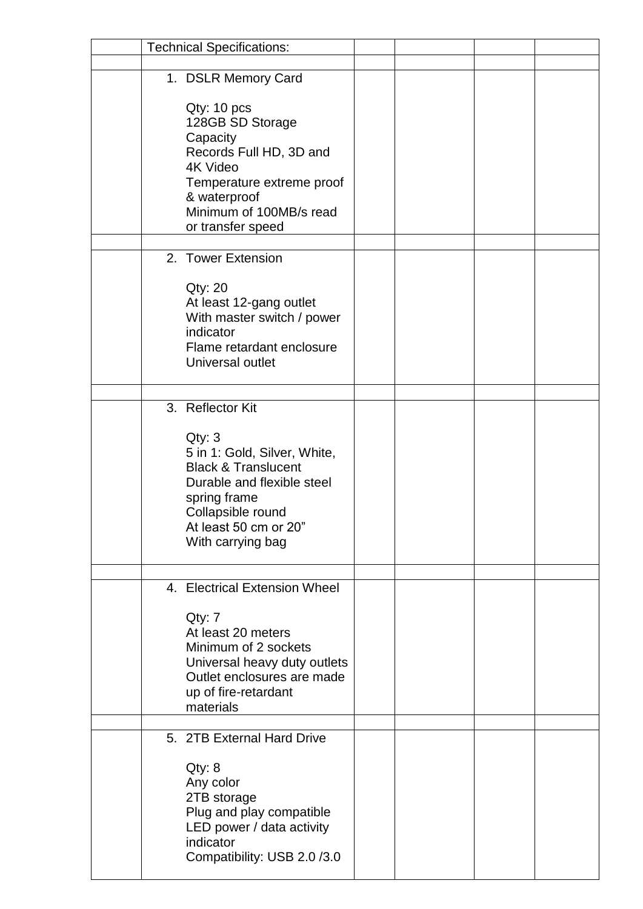|  | Technical Specifications: |  |  |  |  |
|---|---|---|---|---|---|
|  |  |  |  |  |  |
|  | 1. DSLR Memory Card<br><br>Qty: 10 pcs<br>128GB SD Storage Capacity<br>Records Full HD, 3D and 4K Video<br>Temperature extreme proof & waterproof<br>Minimum of 100MB/s read or transfer speed |  |  |  |  |
|  |  |  |  |  |  |
|  | 2. Tower Extension<br><br>Qty: 20<br>At least 12-gang outlet<br>With master switch / power indicator<br>Flame retardant enclosure<br>Universal outlet |  |  |  |  |
|  |  |  |  |  |  |
|  | 3. Reflector Kit<br><br>Qty: 3<br>5 in 1: Gold, Silver, White, Black & Translucent<br>Durable and flexible steel spring frame<br>Collapsible round<br>At least 50 cm or 20"<br>With carrying bag |  |  |  |  |
|  |  |  |  |  |  |
|  | 4. Electrical Extension Wheel<br><br>Qty: 7<br>At least 20 meters<br>Minimum of 2 sockets<br>Universal heavy duty outlets<br>Outlet enclosures are made up of fire-retardant materials |  |  |  |  |
|  |  |  |  |  |  |
|  | 5. 2TB External Hard Drive<br><br>Qty: 8<br>Any color<br>2TB storage<br>Plug and play compatible<br>LED power / data activity indicator<br>Compatibility: USB 2.0 /3.0 |  |  |  |  |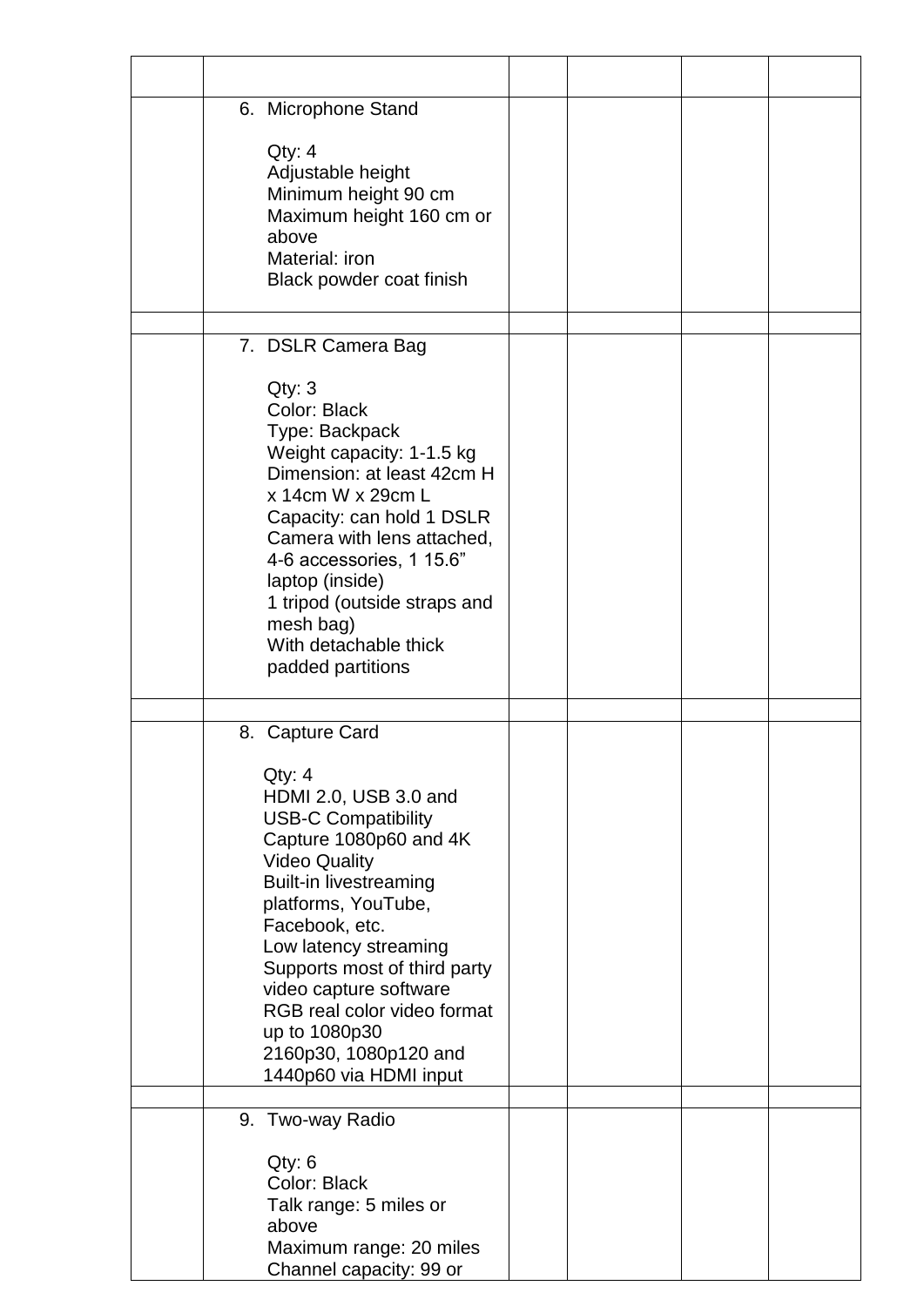| | | | | | |
|---|---|---|---|---|---|
| | 6. Microphone Stand<br><br>Qty: 4<br>Adjustable height<br>Minimum height 90 cm<br>Maximum height 160 cm or above<br>Material: iron<br>Black powder coat finish | | | | |
| | | | | | |
| | 7. DSLR Camera Bag<br><br>Qty: 3<br>Color: Black<br>Type: Backpack<br>Weight capacity: 1-1.5 kg<br>Dimension: at least 42cm H x 14cm W x 29cm L<br>Capacity: can hold 1 DSLR Camera with lens attached, 4-6 accessories, 1 15.6” laptop (inside)<br>1 tripod (outside straps and mesh bag)<br>With detachable thick padded partitions | | | | |
| | | | | | |
| | 8. Capture Card<br><br>Qty: 4<br>HDMI 2.0, USB 3.0 and USB-C Compatibility<br>Capture 1080p60 and 4K Video Quality<br>Built-in livestreaming platforms, YouTube, Facebook, etc.<br>Low latency streaming<br>Supports most of third party video capture software<br>RGB real color video format up to 1080p30<br>2160p30, 1080p120 and 1440p60 via HDMI input | | | | |
| | | | | | |
| | 9. Two-way Radio<br><br>Qty: 6<br>Color: Black<br>Talk range: 5 miles or above<br>Maximum range: 20 miles<br>Channel capacity: 99 or | | | | |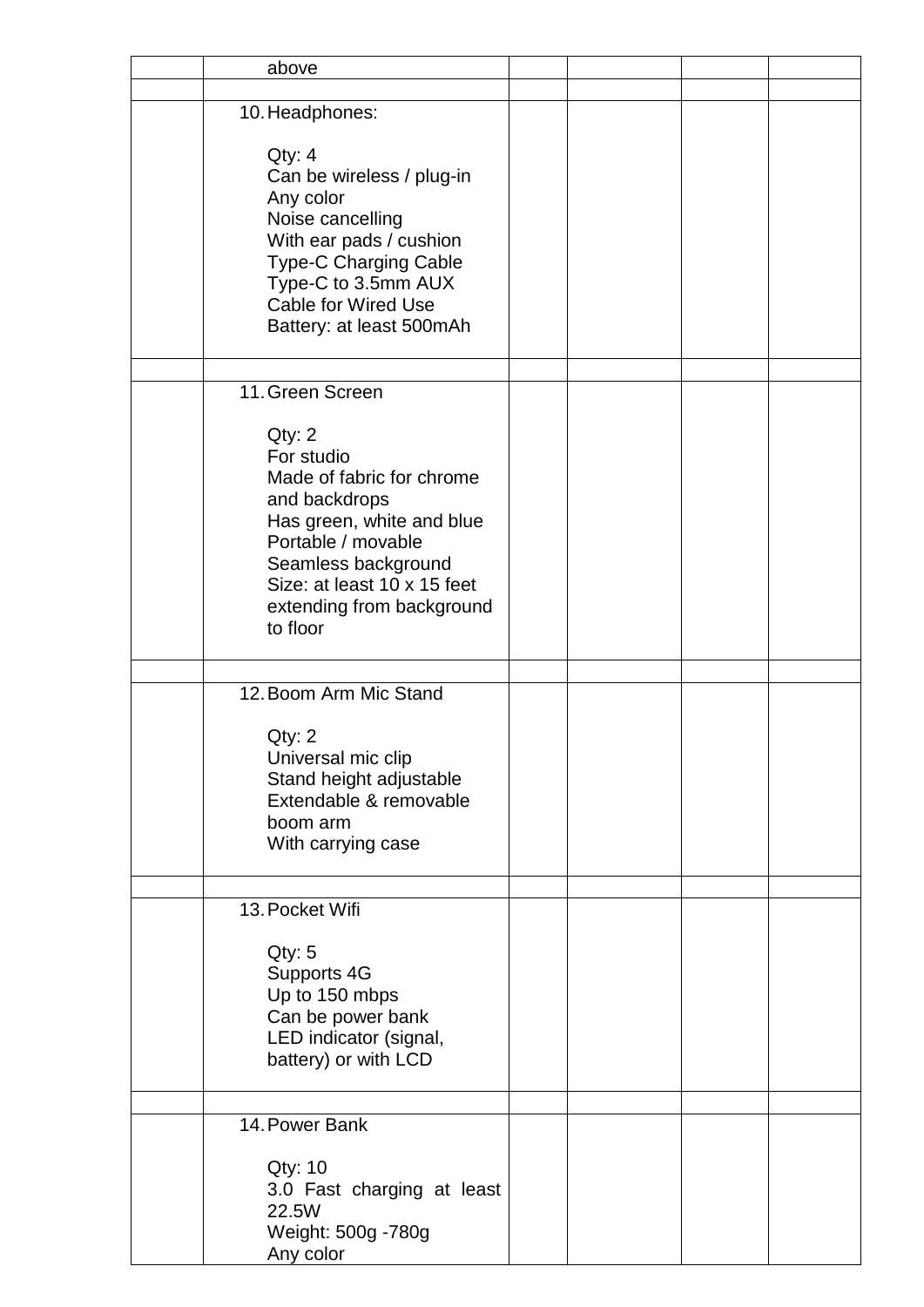| | | | | | |
|---|---|---|---|---|---|
| | above | | | | |
| | | | | | |
| | 10. Headphones:<br><br>Qty: 4<br>Can be wireless / plug-in<br>Any color<br>Noise cancelling<br>With ear pads / cushion<br>Type-C Charging Cable<br>Type-C to 3.5mm AUX Cable for Wired Use<br>Battery: at least 500mAh | | | | |
| | | | | | |
| | 11. Green Screen<br><br>Qty: 2<br>For studio<br>Made of fabric for chrome and backdrops<br>Has green, white and blue<br>Portable / movable<br>Seamless background<br>Size: at least 10 x 15 feet extending from background to floor | | | | |
| | | | | | |
| | 12. Boom Arm Mic Stand<br><br>Qty: 2<br>Universal mic clip<br>Stand height adjustable<br>Extendable & removable boom arm<br>With carrying case | | | | |
| | | | | | |
| | 13. Pocket Wifi<br><br>Qty: 5<br>Supports 4G<br>Up to 150 mbps<br>Can be power bank<br>LED indicator (signal, battery) or with LCD | | | | |
| | | | | | |
| | 14. Power Bank<br><br>Qty: 10<br>3.0 Fast charging at least 22.5W<br>Weight: 500g -780g<br>Any color | | | | |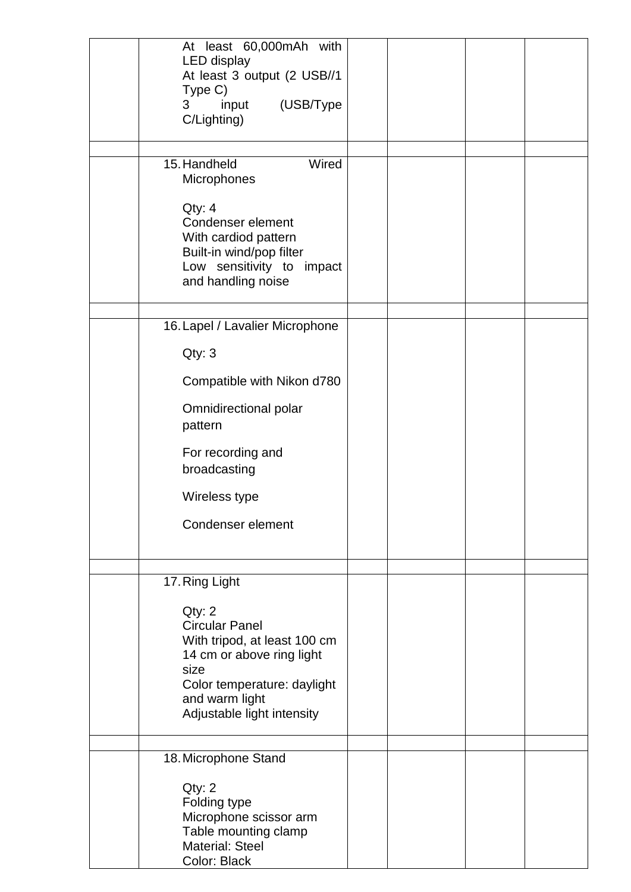|  |  |  |  |  |  |
|---|---|---|---|---|---|
|  | At least 60,000mAh with LED display<br>At least 3 output (2 USB//1 Type C)<br>3 input (USB/Type C/Lighting) |  |  |  |  |
|  |  |  |  |  |  |
|  | 15. Handheld Wired Microphones<br><br>Qty: 4<br>Condenser element<br>With cardiod pattern<br>Built-in wind/pop filter<br>Low sensitivity to impact and handling noise |  |  |  |  |
|  |  |  |  |  |  |
|  | 16. Lapel / Lavalier Microphone<br><br>Qty: 3<br><br>Compatible with Nikon d780<br><br>Omnidirectional polar pattern<br><br>For recording and broadcasting<br><br>Wireless type<br><br>Condenser element |  |  |  |  |
|  |  |  |  |  |  |
|  | 17. Ring Light<br><br>Qty: 2<br>Circular Panel<br>With tripod, at least 100 cm<br>14 cm or above ring light size<br>Color temperature: daylight and warm light<br>Adjustable light intensity |  |  |  |  |
|  |  |  |  |  |  |
|  | 18. Microphone Stand<br><br>Qty: 2<br>Folding type<br>Microphone scissor arm<br>Table mounting clamp<br>Material: Steel<br>Color: Black |  |  |  |  |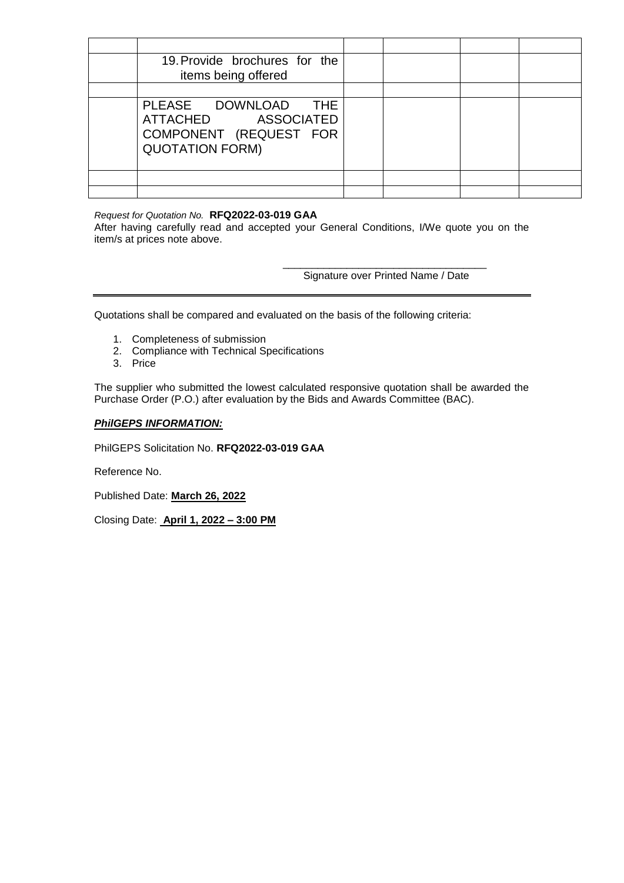| | | | | | |
|---|---|---|---|---|---|
| | | | | | |
| | 19. Provide brochures for the items being offered | | | | |
| | | | | | |
| | PLEASE DOWNLOAD THE ATTACHED ASSOCIATED COMPONENT (REQUEST FOR QUOTATION FORM) | | | | |
| | | | | | |
| | | | | | |

*Request for Quotation No.* **RFQ2022-03-019 GAA**

After having carefully read and accepted your General Conditions, I/We quote you on the item/s at prices note above.

\_\_\_\_\_\_\_\_\_\_\_\_\_\_\_\_\_\_\_\_\_\_\_\_\_\_\_\_\_\_\_\_\_\_\_

Signature over Printed Name / Date

---

Quotations shall be compared and evaluated on the basis of the following criteria:

1. Completeness of submission
2. Compliance with Technical Specifications
3. Price

The supplier who submitted the lowest calculated responsive quotation shall be awarded the Purchase Order (P.O.) after evaluation by the Bids and Awards Committee (BAC).

***PhilGEPS INFORMATION:***

PhilGEPS Solicitation No. **RFQ2022-03-019 GAA**

Reference No.

Published Date: **March 26, 2022**

Closing Date: **April 1, 2022 – 3:00 PM**